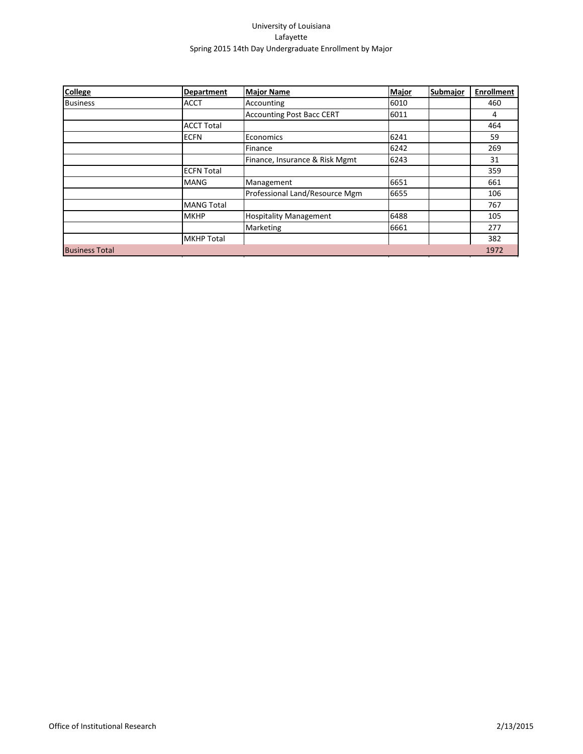University of Louisiana
Lafayette
Spring 2015 14th Day Undergraduate Enrollment by Major

| College | Department | Major Name | Major | Submajor | Enrollment |
|---|---|---|---|---|---|
| Business | ACCT | Accounting | 6010 | | 460 |
| | | Accounting Post Bacc CERT | 6011 | | 4 |
| | ACCT Total | | | | 464 |
| | ECFN | Economics | 6241 | | 59 |
| | | Finance | 6242 | | 269 |
| | | Finance, Insurance & Risk Mgmt | 6243 | | 31 |
| | ECFN Total | | | | 359 |
| | MANG | Management | 6651 | | 661 |
| | | Professional Land/Resource Mgm | 6655 | | 106 |
| | MANG Total | | | | 767 |
| | MKHP | Hospitality Management | 6488 | | 105 |
| | | Marketing | 6661 | | 277 |
| | MKHP Total | | | | 382 |
| Business Total | | | | | 1972 |

Office of Institutional Research 2/13/2015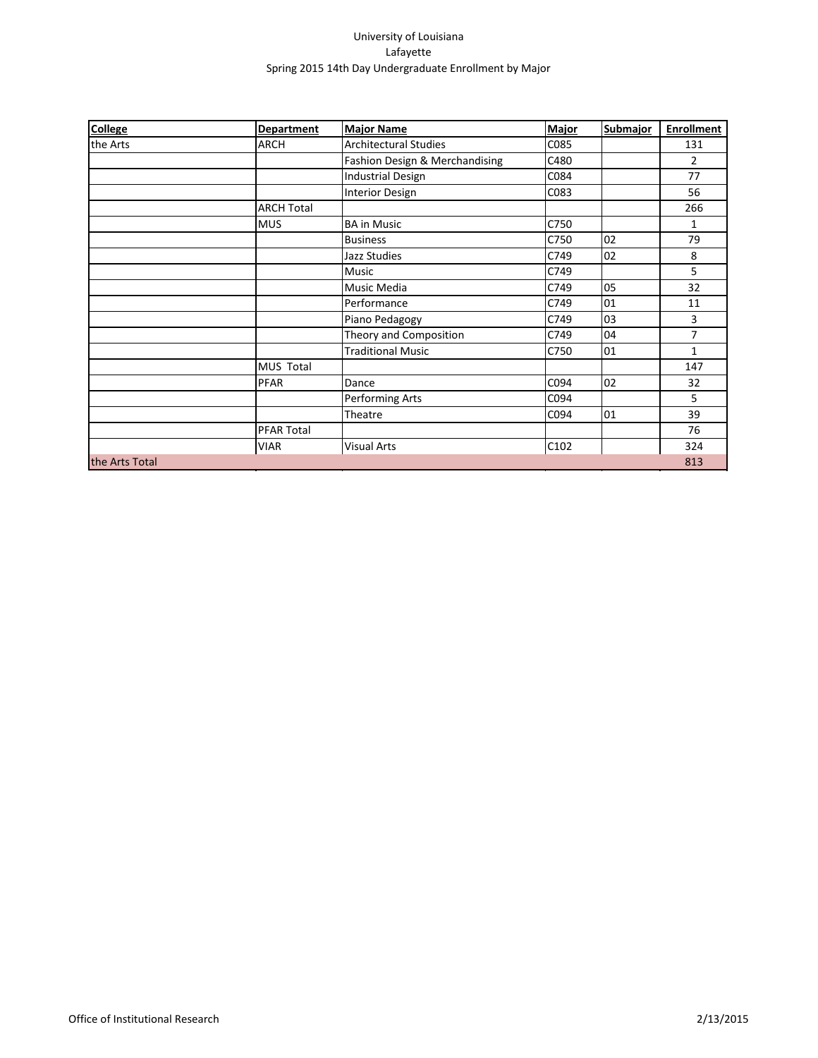University of Louisiana
Lafayette
Spring 2015 14th Day Undergraduate Enrollment by Major

| College | Department | Major Name | Major | Submajor | Enrollment |
|---|---|---|---|---|---|
| the Arts | ARCH | Architectural Studies | C085 | | 131 |
| | | Fashion Design & Merchandising | C480 | | 2 |
| | | Industrial Design | C084 | | 77 |
| | | Interior Design | C083 | | 56 |
| | ARCH Total | | | | 266 |
| | MUS | BA in Music | C750 | | 1 |
| | | Business | C750 | 02 | 79 |
| | | Jazz Studies | C749 | 02 | 8 |
| | | Music | C749 | | 5 |
| | | Music Media | C749 | 05 | 32 |
| | | Performance | C749 | 01 | 11 |
| | | Piano Pedagogy | C749 | 03 | 3 |
| | | Theory and Composition | C749 | 04 | 7 |
| | | Traditional Music | C750 | 01 | 1 |
| | MUS Total | | | | 147 |
| | PFAR | Dance | C094 | 02 | 32 |
| | | Performing Arts | C094 | | 5 |
| | | Theatre | C094 | 01 | 39 |
| | PFAR Total | | | | 76 |
| | VIAR | Visual Arts | C102 | | 324 |
| the Arts Total | | | | | 813 |

Office of Institutional Research 2/13/2015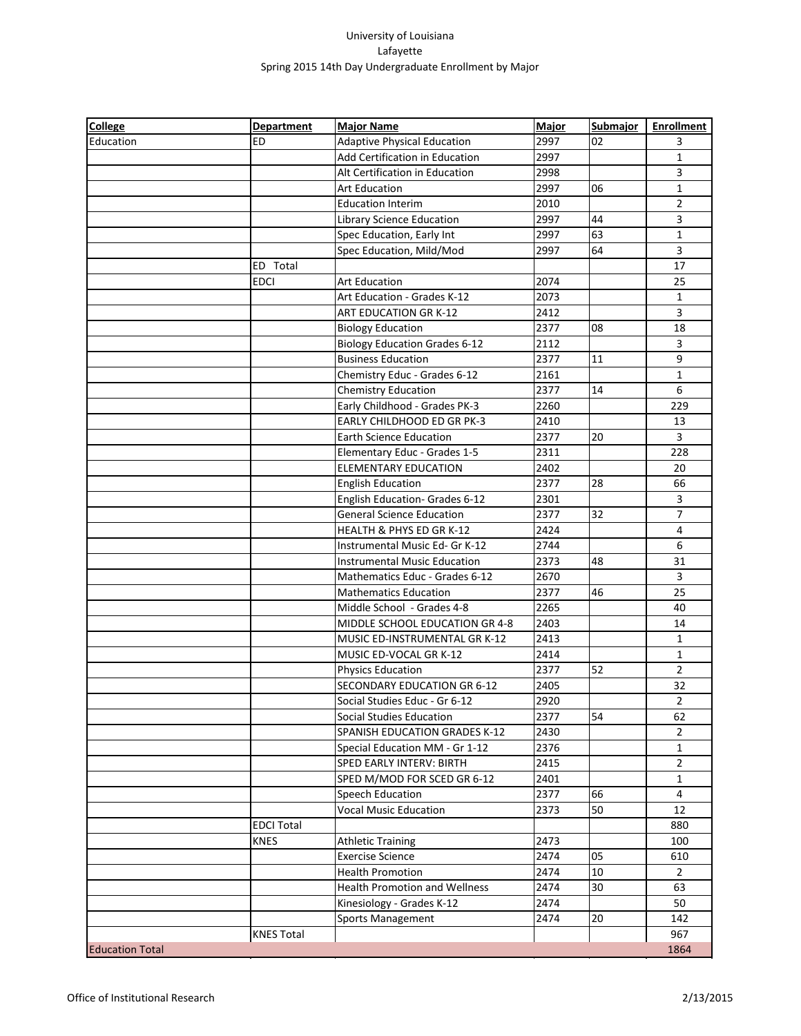University of Louisiana
Lafayette
Spring 2015 14th Day Undergraduate Enrollment by Major

| College | Department | Major Name | Major | Submajor | Enrollment |
|---|---|---|---|---|---|
| Education | ED | Adaptive Physical Education | 2997 | 02 | 3 |
| | | Add Certification in Education | 2997 | | 1 |
| | | Alt Certification in Education | 2998 | | 3 |
| | | Art Education | 2997 | 06 | 1 |
| | | Education Interim | 2010 | | 2 |
| | | Library Science Education | 2997 | 44 | 3 |
| | | Spec Education, Early Int | 2997 | 63 | 1 |
| | | Spec Education, Mild/Mod | 2997 | 64 | 3 |
| | ED Total | | | | 17 |
| | EDCI | Art Education | 2074 | | 25 |
| | | Art Education - Grades K-12 | 2073 | | 1 |
| | | ART EDUCATION GR K-12 | 2412 | | 3 |
| | | Biology Education | 2377 | 08 | 18 |
| | | Biology Education Grades 6-12 | 2112 | | 3 |
| | | Business Education | 2377 | 11 | 9 |
| | | Chemistry Educ - Grades 6-12 | 2161 | | 1 |
| | | Chemistry Education | 2377 | 14 | 6 |
| | | Early Childhood - Grades PK-3 | 2260 | | 229 |
| | | EARLY CHILDHOOD ED GR PK-3 | 2410 | | 13 |
| | | Earth Science Education | 2377 | 20 | 3 |
| | | Elementary Educ - Grades 1-5 | 2311 | | 228 |
| | | ELEMENTARY EDUCATION | 2402 | | 20 |
| | | English Education | 2377 | 28 | 66 |
| | | English Education- Grades 6-12 | 2301 | | 3 |
| | | General Science Education | 2377 | 32 | 7 |
| | | HEALTH & PHYS ED GR K-12 | 2424 | | 4 |
| | | Instrumental Music Ed- Gr K-12 | 2744 | | 6 |
| | | Instrumental Music Education | 2373 | 48 | 31 |
| | | Mathematics Educ - Grades 6-12 | 2670 | | 3 |
| | | Mathematics Education | 2377 | 46 | 25 |
| | | Middle School - Grades 4-8 | 2265 | | 40 |
| | | MIDDLE SCHOOL EDUCATION GR 4-8 | 2403 | | 14 |
| | | MUSIC ED-INSTRUMENTAL GR K-12 | 2413 | | 1 |
| | | MUSIC ED-VOCAL GR K-12 | 2414 | | 1 |
| | | Physics Education | 2377 | 52 | 2 |
| | | SECONDARY EDUCATION GR 6-12 | 2405 | | 32 |
| | | Social Studies Educ - Gr 6-12 | 2920 | | 2 |
| | | Social Studies Education | 2377 | 54 | 62 |
| | | SPANISH EDUCATION GRADES K-12 | 2430 | | 2 |
| | | Special Education MM - Gr 1-12 | 2376 | | 1 |
| | | SPED EARLY INTERV: BIRTH | 2415 | | 2 |
| | | SPED M/MOD FOR SCED GR 6-12 | 2401 | | 1 |
| | | Speech Education | 2377 | 66 | 4 |
| | | Vocal Music Education | 2373 | 50 | 12 |
| | EDCI Total | | | | 880 |
| | KNES | Athletic Training | 2473 | | 100 |
| | | Exercise Science | 2474 | 05 | 610 |
| | | Health Promotion | 2474 | 10 | 2 |
| | | Health Promotion and Wellness | 2474 | 30 | 63 |
| | | Kinesiology - Grades K-12 | 2474 | | 50 |
| | | Sports Management | 2474 | 20 | 142 |
| | KNES Total | | | | 967 |
| Education Total | | | | | 1864 |

Office of Institutional Research 2/13/2015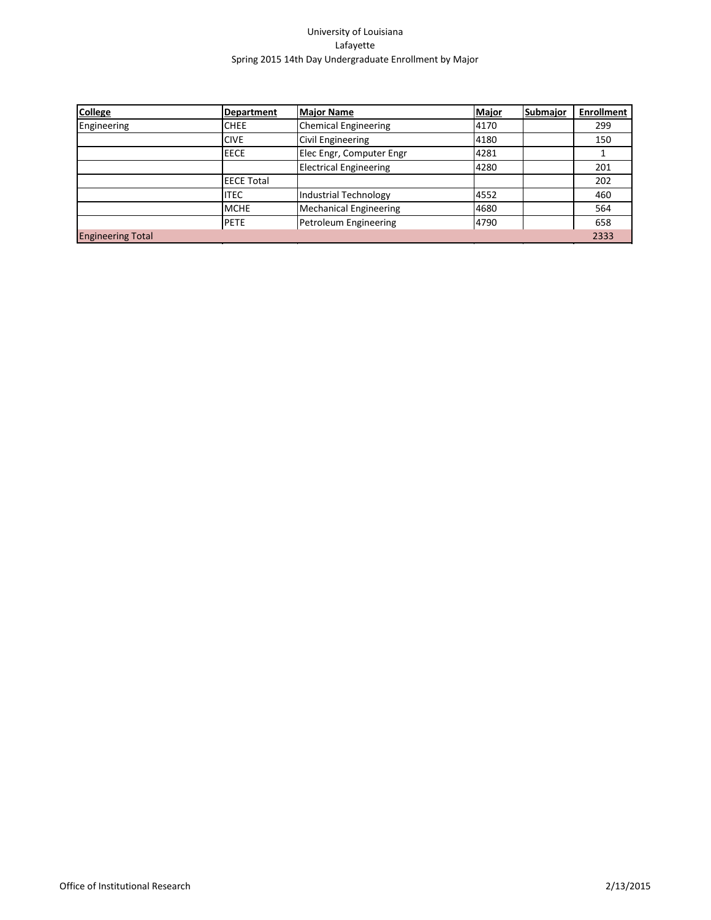University of Louisiana
Lafayette
Spring 2015 14th Day Undergraduate Enrollment by Major

| College | Department | Major Name | Major | Submajor | Enrollment |
|---|---|---|---|---|---|
| Engineering | CHEE | Chemical Engineering | 4170 | | 299 |
| | CIVE | Civil Engineering | 4180 | | 150 |
| | EECE | Elec Engr, Computer Engr | 4281 | | 1 |
| | | Electrical Engineering | 4280 | | 201 |
| | EECE Total | | | | 202 |
| | ITEC | Industrial Technology | 4552 | | 460 |
| | MCHE | Mechanical Engineering | 4680 | | 564 |
| | PETE | Petroleum Engineering | 4790 | | 658 |
| Engineering Total | | | | | 2333 |

Office of Institutional Research 2/13/2015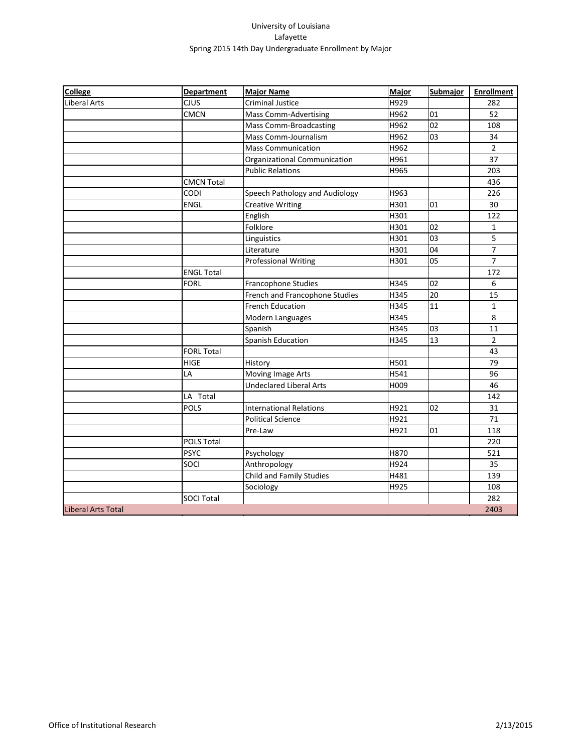University of Louisiana
Lafayette
Spring 2015 14th Day Undergraduate Enrollment by Major

| College | Department | Major Name | Major | Submajor | Enrollment |
|---|---|---|---|---|---|
| Liberal Arts | CJUS | Criminal Justice | H929 | | 282 |
| | CMCN | Mass Comm-Advertising | H962 | 01 | 52 |
| | | Mass Comm-Broadcasting | H962 | 02 | 108 |
| | | Mass Comm-Journalism | H962 | 03 | 34 |
| | | Mass Communication | H962 | | 2 |
| | | Organizational Communication | H961 | | 37 |
| | | Public Relations | H965 | | 203 |
| | CMCN Total | | | | 436 |
| | CODI | Speech Pathology and Audiology | H963 | | 226 |
| | ENGL | Creative Writing | H301 | 01 | 30 |
| | | English | H301 | | 122 |
| | | Folklore | H301 | 02 | 1 |
| | | Linguistics | H301 | 03 | 5 |
| | | Literature | H301 | 04 | 7 |
| | | Professional Writing | H301 | 05 | 7 |
| | ENGL Total | | | | 172 |
| | FORL | Francophone Studies | H345 | 02 | 6 |
| | | French and Francophone Studies | H345 | 20 | 15 |
| | | French Education | H345 | 11 | 1 |
| | | Modern Languages | H345 | | 8 |
| | | Spanish | H345 | 03 | 11 |
| | | Spanish Education | H345 | 13 | 2 |
| | FORL Total | | | | 43 |
| | HIGE | History | H501 | | 79 |
| | LA | Moving Image Arts | H541 | | 96 |
| | | Undeclared Liberal Arts | H009 | | 46 |
| | LA Total | | | | 142 |
| | POLS | International Relations | H921 | 02 | 31 |
| | | Political Science | H921 | | 71 |
| | | Pre-Law | H921 | 01 | 118 |
| | POLS Total | | | | 220 |
| | PSYC | Psychology | H870 | | 521 |
| | SOCI | Anthropology | H924 | | 35 |
| | | Child and Family Studies | H481 | | 139 |
| | | Sociology | H925 | | 108 |
| | SOCI Total | | | | 282 |
| Liberal Arts Total | | | | | 2403 |

Office of Institutional Research — 2/13/2015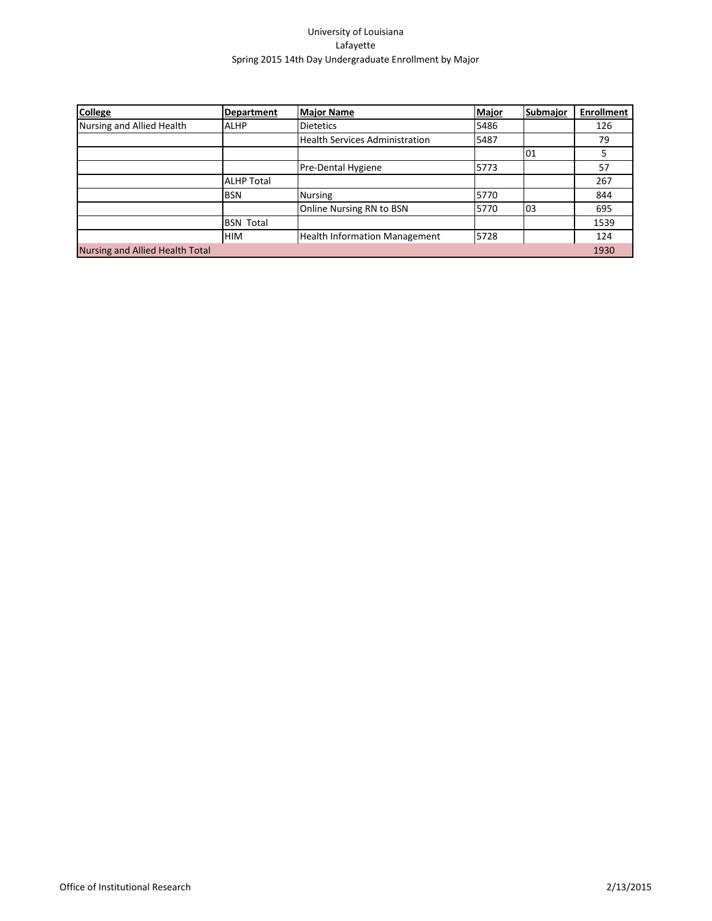University of Louisiana
Lafayette
Spring 2015 14th Day Undergraduate Enrollment by Major

| College | Department | Major Name | Major | Submajor | Enrollment |
| --- | --- | --- | --- | --- | --- |
| Nursing and Allied Health | ALHP | Dietetics | 5486 | | 126 |
| | | Health Services Administration | 5487 | | 79 |
| | | | | 01 | 5 |
| | | Pre-Dental Hygiene | 5773 | | 57 |
| | ALHP Total | | | | 267 |
| | BSN | Nursing | 5770 | | 844 |
| | | Online Nursing RN to BSN | 5770 | 03 | 695 |
| | BSN Total | | | | 1539 |
| | HIM | Health Information Management | 5728 | | 124 |
| Nursing and Allied Health Total | | | | | 1930 |

Office of Institutional Research 2/13/2015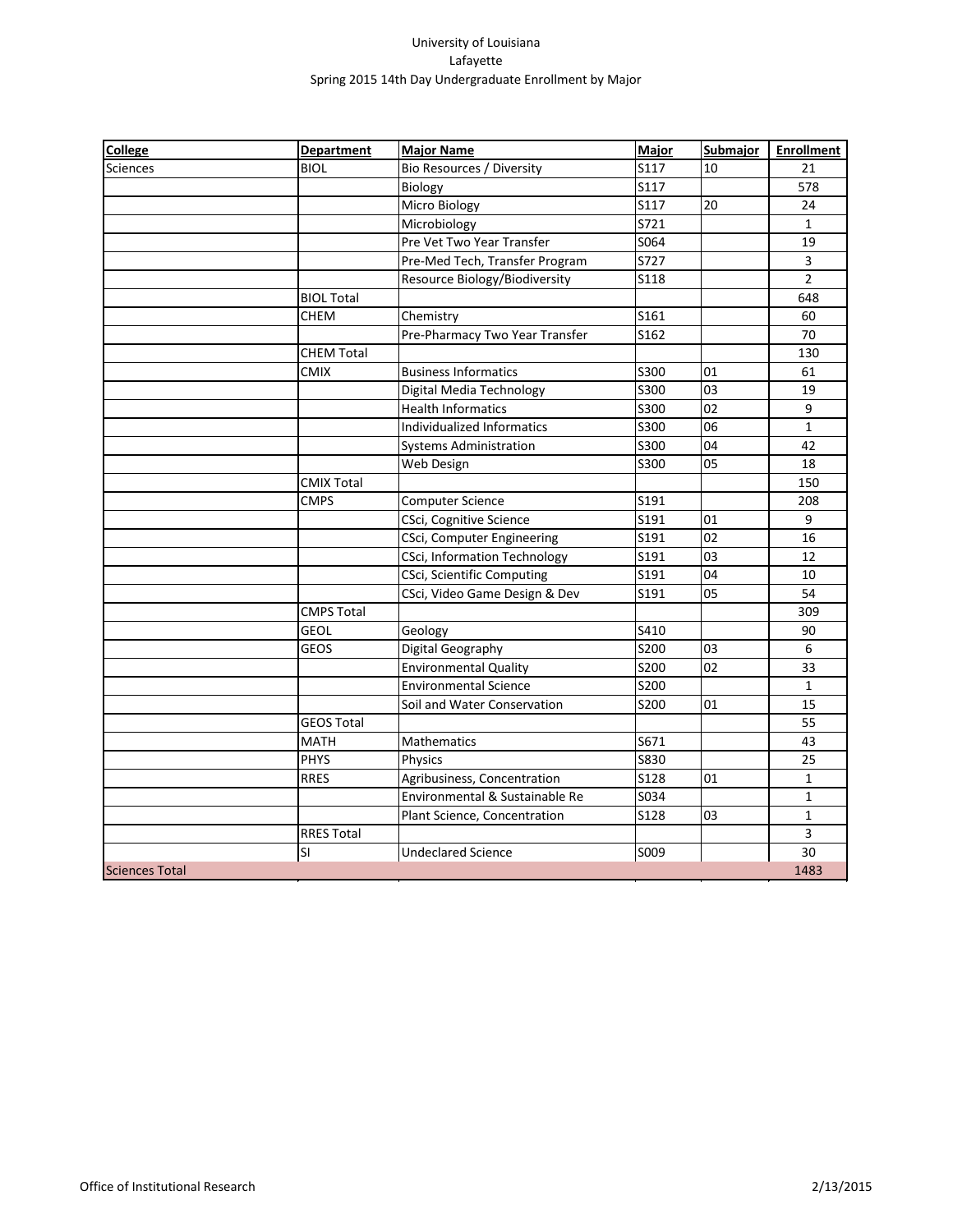University of Louisiana
Lafayette
Spring 2015 14th Day Undergraduate Enrollment by Major

| College | Department | Major Name | Major | Submajor | Enrollment |
|---|---|---|---|---|---|
| Sciences | BIOL | Bio Resources / Diversity | S117 | 10 | 21 |
| | | Biology | S117 | | 578 |
| | | Micro Biology | S117 | 20 | 24 |
| | | Microbiology | S721 | | 1 |
| | | Pre Vet Two Year Transfer | S064 | | 19 |
| | | Pre-Med Tech, Transfer Program | S727 | | 3 |
| | | Resource Biology/Biodiversity | S118 | | 2 |
| | BIOL Total | | | | 648 |
| | CHEM | Chemistry | S161 | | 60 |
| | | Pre-Pharmacy Two Year Transfer | S162 | | 70 |
| | CHEM Total | | | | 130 |
| | CMIX | Business Informatics | S300 | 01 | 61 |
| | | Digital Media Technology | S300 | 03 | 19 |
| | | Health Informatics | S300 | 02 | 9 |
| | | Individualized Informatics | S300 | 06 | 1 |
| | | Systems Administration | S300 | 04 | 42 |
| | | Web Design | S300 | 05 | 18 |
| | CMIX Total | | | | 150 |
| | CMPS | Computer Science | S191 | | 208 |
| | | CSci, Cognitive Science | S191 | 01 | 9 |
| | | CSci, Computer Engineering | S191 | 02 | 16 |
| | | CSci, Information Technology | S191 | 03 | 12 |
| | | CSci, Scientific Computing | S191 | 04 | 10 |
| | | CSci, Video Game Design & Dev | S191 | 05 | 54 |
| | CMPS Total | | | | 309 |
| | GEOL | Geology | S410 | | 90 |
| | GEOS | Digital Geography | S200 | 03 | 6 |
| | | Environmental Quality | S200 | 02 | 33 |
| | | Environmental Science | S200 | | 1 |
| | | Soil and Water Conservation | S200 | 01 | 15 |
| | GEOS Total | | | | 55 |
| | MATH | Mathematics | S671 | | 43 |
| | PHYS | Physics | S830 | | 25 |
| | RRES | Agribusiness, Concentration | S128 | 01 | 1 |
| | | Environmental & Sustainable Re | S034 | | 1 |
| | | Plant Science, Concentration | S128 | 03 | 1 |
| | RRES Total | | | | 3 |
| | SI | Undeclared Science | S009 | | 30 |
| Sciences Total | | | | | 1483 |

Office of Institutional Research 2/13/2015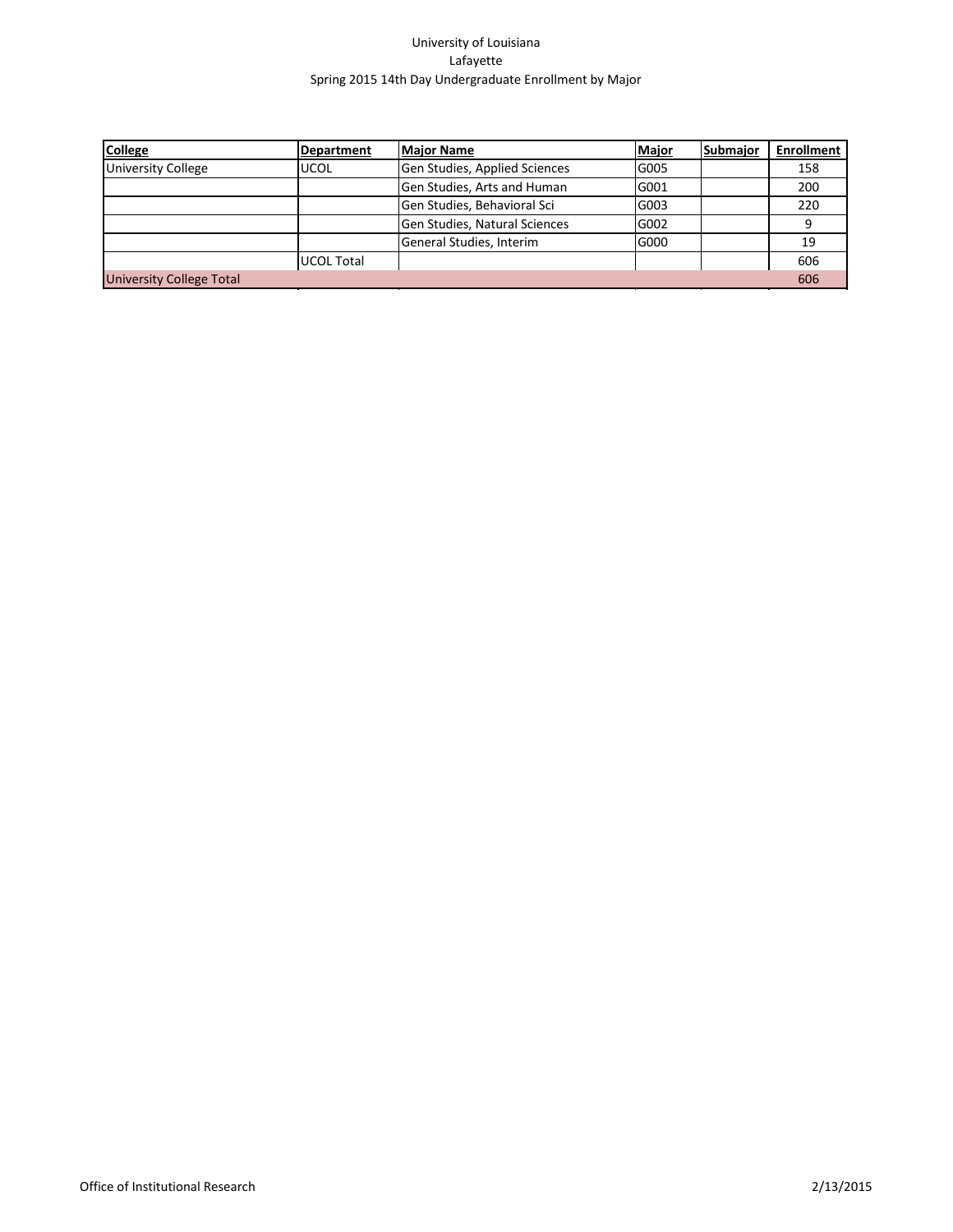University of Louisiana
Lafayette
Spring 2015 14th Day Undergraduate Enrollment by Major

| College | Department | Major Name | Major | Submajor | Enrollment |
|---|---|---|---|---|---|
| University College | UCOL | Gen Studies, Applied Sciences | G005 | | 158 |
| | | Gen Studies, Arts and Human | G001 | | 200 |
| | | Gen Studies, Behavioral Sci | G003 | | 220 |
| | | Gen Studies, Natural Sciences | G002 | | 9 |
| | | General Studies, Interim | G000 | | 19 |
| | UCOL Total | | | | 606 |
| University College Total | | | | | 606 |

Office of Institutional Research 2/13/2015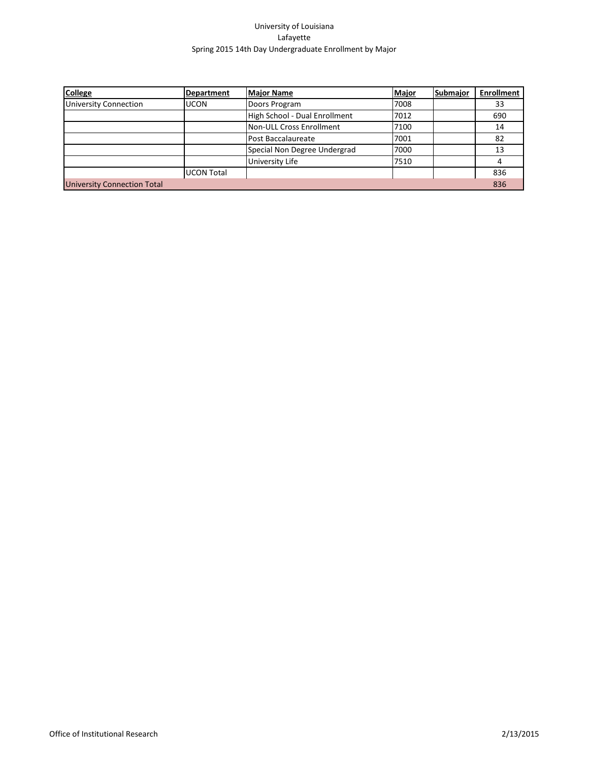University of Louisiana
Lafayette
Spring 2015 14th Day Undergraduate Enrollment by Major

| College | Department | Major Name | Major | Submajor | Enrollment |
|---|---|---|---|---|---|
| University Connection | UCON | Doors Program | 7008 | | 33 |
| | | High School - Dual Enrollment | 7012 | | 690 |
| | | Non-ULL Cross Enrollment | 7100 | | 14 |
| | | Post Baccalaureate | 7001 | | 82 |
| | | Special Non Degree Undergrad | 7000 | | 13 |
| | | University Life | 7510 | | 4 |
| | UCON Total | | | | 836 |
| University Connection Total | | | | | 836 |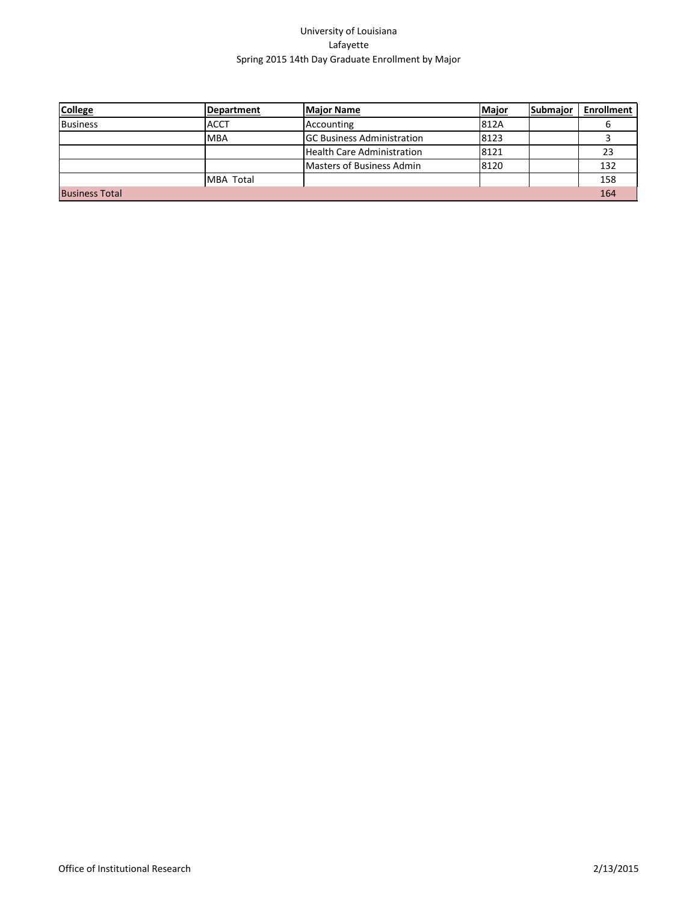University of Louisiana
Lafayette
Spring 2015 14th Day Graduate Enrollment by Major

| College | Department | Major Name | Major | Submajor | Enrollment |
|---|---|---|---|---|---|
| Business | ACCT | Accounting | 812A | | 6 |
| | MBA | GC Business Administration | 8123 | | 3 |
| | | Health Care Administration | 8121 | | 23 |
| | | Masters of Business Admin | 8120 | | 132 |
| | MBA Total | | | | 158 |
| Business Total | | | | | 164 |

Office of Institutional Research 2/13/2015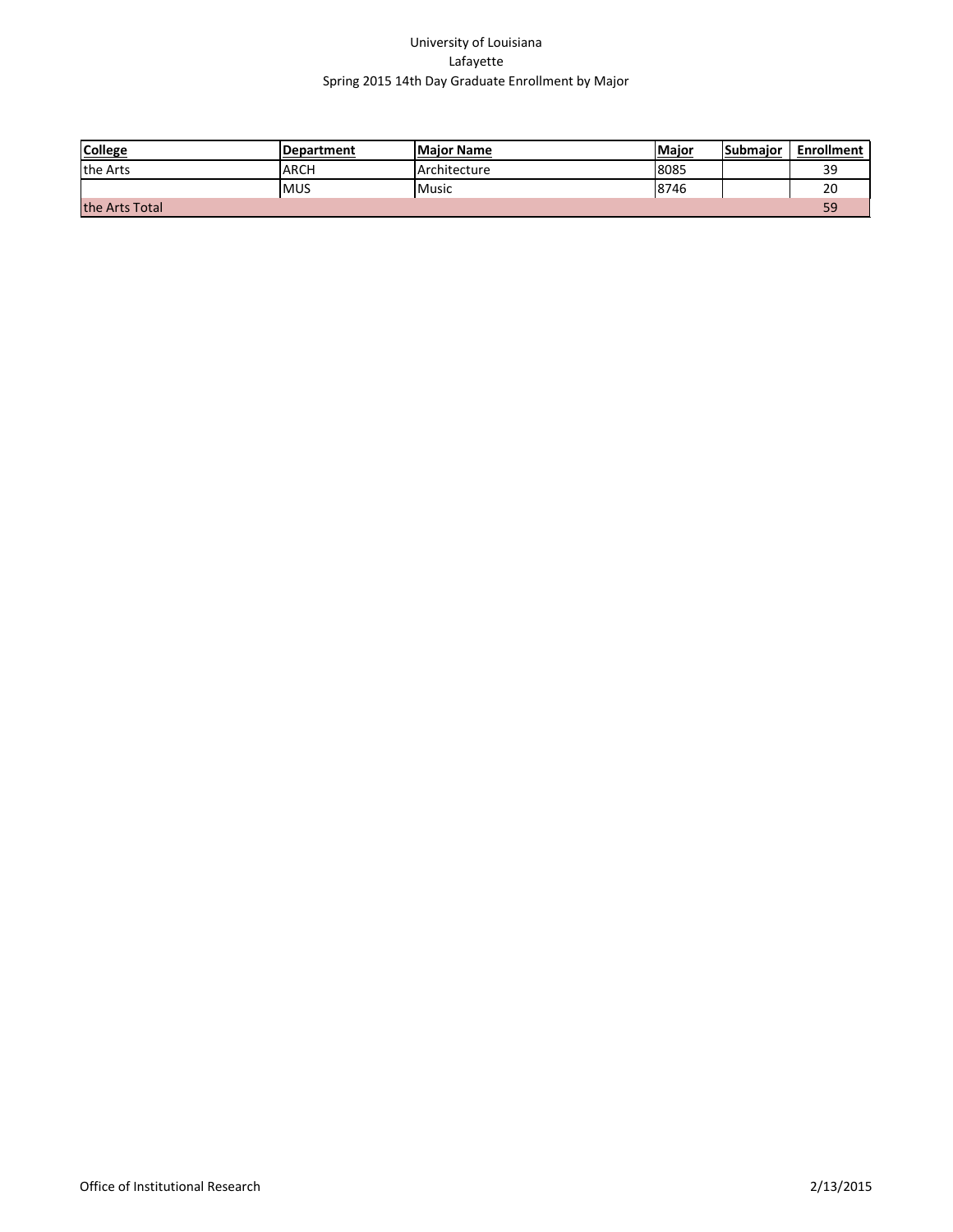University of Louisiana
Lafayette
Spring 2015 14th Day Graduate Enrollment by Major

| College | Department | Major Name | Major | Submajor | Enrollment |
|---|---|---|---|---|---|
| the Arts | ARCH | Architecture | 8085 | | 39 |
| | MUS | Music | 8746 | | 20 |
| the Arts Total | | | | | 59 |

Office of Institutional Research 2/13/2015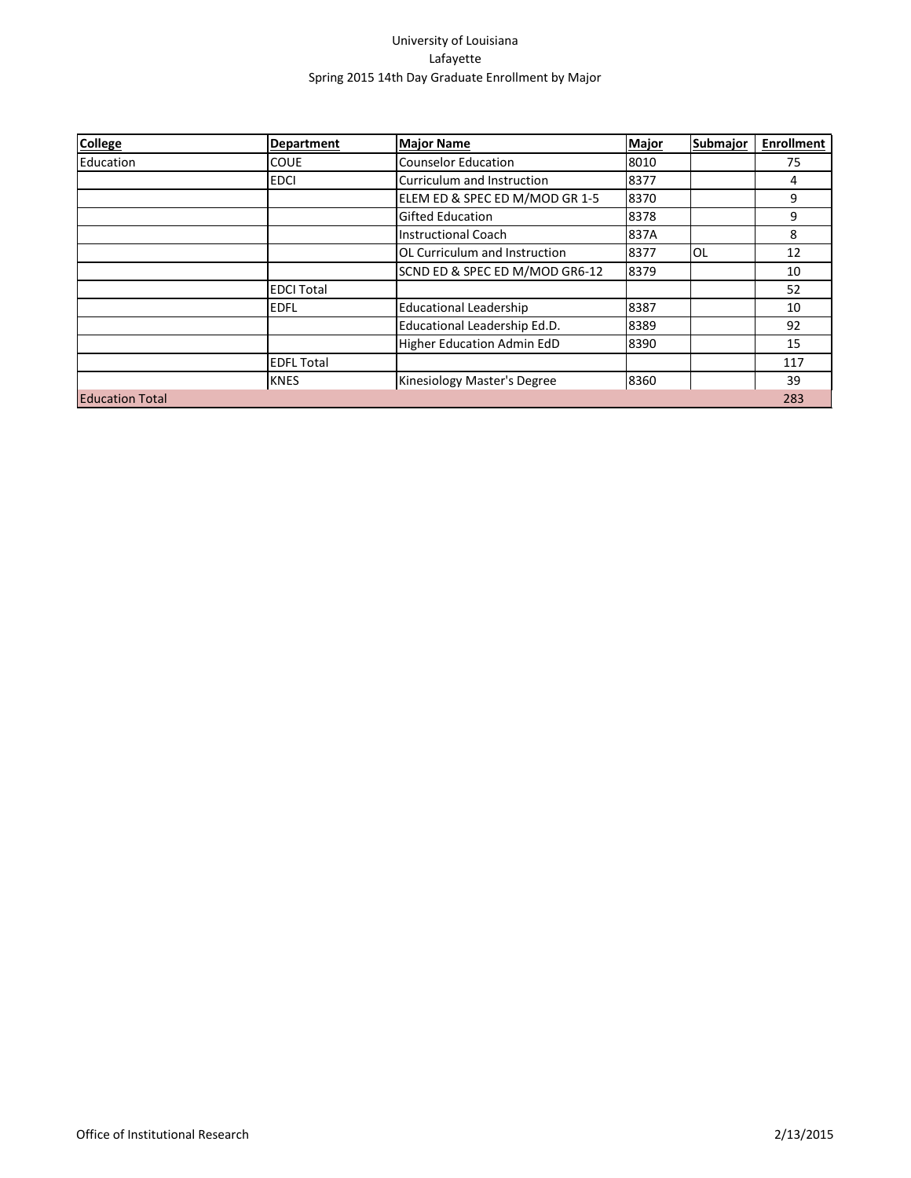University of Louisiana
Lafayette
Spring 2015 14th Day Graduate Enrollment by Major

| College | Department | Major Name | Major | Submajor | Enrollment |
|---|---|---|---|---|---|
| Education | COUE | Counselor Education | 8010 | | 75 |
| | EDCI | Curriculum and Instruction | 8377 | | 4 |
| | | ELEM ED & SPEC ED M/MOD GR 1-5 | 8370 | | 9 |
| | | Gifted Education | 8378 | | 9 |
| | | Instructional Coach | 837A | | 8 |
| | | OL Curriculum and Instruction | 8377 | OL | 12 |
| | | SCND ED & SPEC ED M/MOD GR6-12 | 8379 | | 10 |
| | EDCI Total | | | | 52 |
| | EDFL | Educational Leadership | 8387 | | 10 |
| | | Educational Leadership Ed.D. | 8389 | | 92 |
| | | Higher Education Admin EdD | 8390 | | 15 |
| | EDFL Total | | | | 117 |
| | KNES | Kinesiology Master's Degree | 8360 | | 39 |
| Education Total | | | | | 283 |

Office of Institutional Research 2/13/2015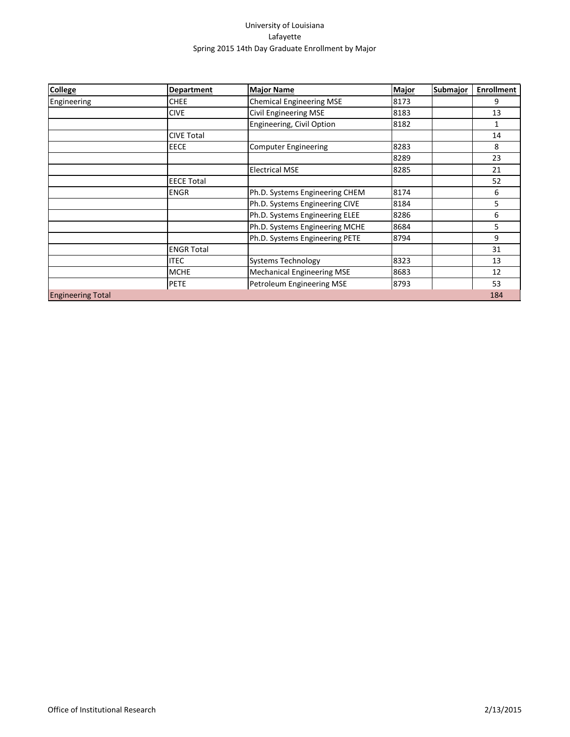University of Louisiana
Lafayette
Spring 2015 14th Day Graduate Enrollment by Major

| College | Department | Major Name | Major | Submajor | Enrollment |
|---|---|---|---|---|---|
| Engineering | CHEE | Chemical Engineering MSE | 8173 | | 9 |
| | CIVE | Civil Engineering MSE | 8183 | | 13 |
| | | Engineering, Civil Option | 8182 | | 1 |
| | CIVE Total | | | | 14 |
| | EECE | Computer Engineering | 8283 | | 8 |
| | | | 8289 | | 23 |
| | | Electrical MSE | 8285 | | 21 |
| | EECE Total | | | | 52 |
| | ENGR | Ph.D. Systems Engineering CHEM | 8174 | | 6 |
| | | Ph.D. Systems Engineering CIVE | 8184 | | 5 |
| | | Ph.D. Systems Engineering ELEE | 8286 | | 6 |
| | | Ph.D. Systems Engineering MCHE | 8684 | | 5 |
| | | Ph.D. Systems Engineering PETE | 8794 | | 9 |
| | ENGR Total | | | | 31 |
| | ITEC | Systems Technology | 8323 | | 13 |
| | MCHE | Mechanical Engineering MSE | 8683 | | 12 |
| | PETE | Petroleum Engineering MSE | 8793 | | 53 |
| Engineering Total | | | | | 184 |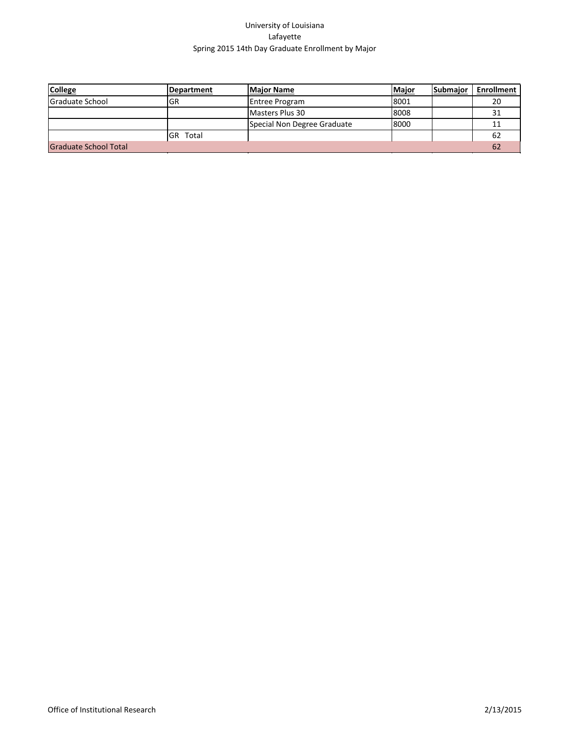University of Louisiana
Lafayette
Spring 2015 14th Day Graduate Enrollment by Major

| College | Department | Major Name | Major | Submajor | Enrollment |
|---|---|---|---|---|---|
| Graduate School | GR | Entree Program | 8001 | | 20 |
| | | Masters Plus 30 | 8008 | | 31 |
| | | Special Non Degree Graduate | 8000 | | 11 |
| | GR Total | | | | 62 |
| Graduate School Total | | | | | 62 |

Office of Institutional Research 2/13/2015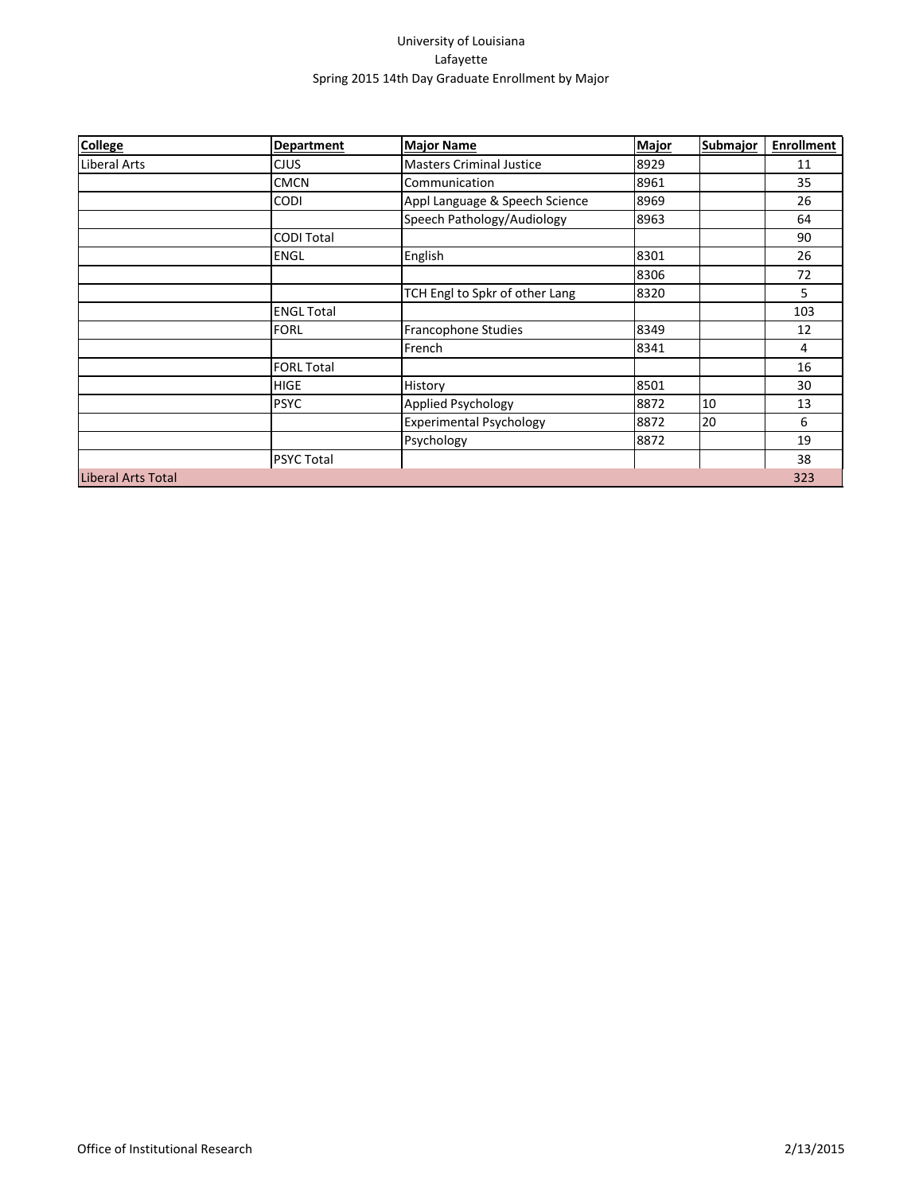University of Louisiana
Lafayette
Spring 2015 14th Day Graduate Enrollment by Major

| College | Department | Major Name | Major | Submajor | Enrollment |
|---|---|---|---|---|---|
| Liberal Arts | CJUS | Masters Criminal Justice | 8929 | | 11 |
| | CMCN | Communication | 8961 | | 35 |
| | CODI | Appl Language & Speech Science | 8969 | | 26 |
| | | Speech Pathology/Audiology | 8963 | | 64 |
| | CODI Total | | | | 90 |
| | ENGL | English | 8301 | | 26 |
| | | | 8306 | | 72 |
| | | TCH Engl to Spkr of other Lang | 8320 | | 5 |
| | ENGL Total | | | | 103 |
| | FORL | Francophone Studies | 8349 | | 12 |
| | | French | 8341 | | 4 |
| | FORL Total | | | | 16 |
| | HIGE | History | 8501 | | 30 |
| | PSYC | Applied Psychology | 8872 | 10 | 13 |
| | | Experimental Psychology | 8872 | 20 | 6 |
| | | Psychology | 8872 | | 19 |
| | PSYC Total | | | | 38 |
| Liberal Arts Total | | | | | 323 |

Office of Institutional Research 2/13/2015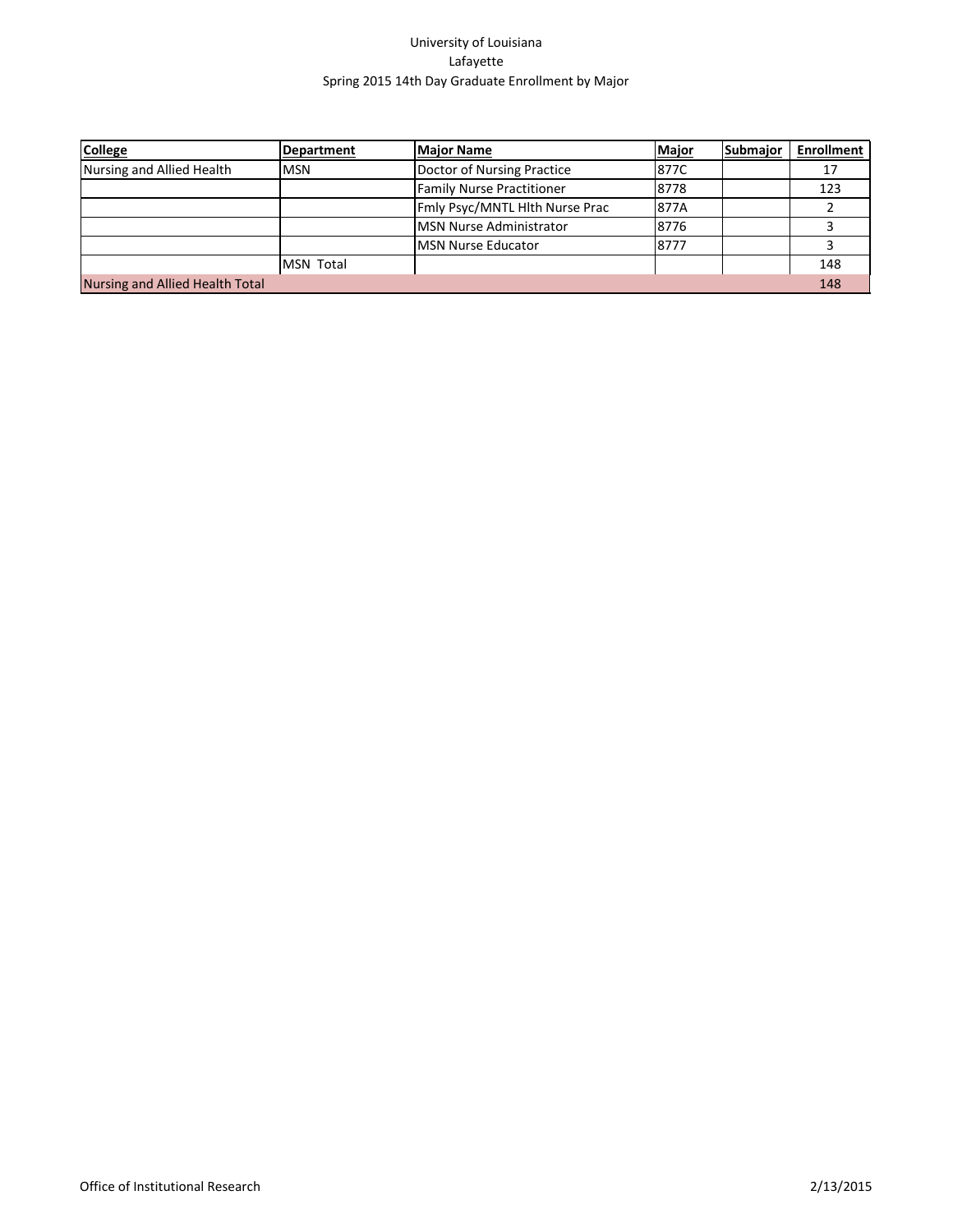University of Louisiana
Lafayette
Spring 2015 14th Day Graduate Enrollment by Major

| College | Department | Major Name | Major | Submajor | Enrollment |
|---|---|---|---|---|---|
| Nursing and Allied Health | MSN | Doctor of Nursing Practice | 877C | | 17 |
| | | Family Nurse Practitioner | 8778 | | 123 |
| | | Fmly Psyc/MNTL Hlth Nurse Prac | 877A | | 2 |
| | | MSN Nurse Administrator | 8776 | | 3 |
| | | MSN Nurse Educator | 8777 | | 3 |
| | MSN Total | | | | 148 |
| Nursing and Allied Health Total | | | | | 148 |

Office of Institutional Research 2/13/2015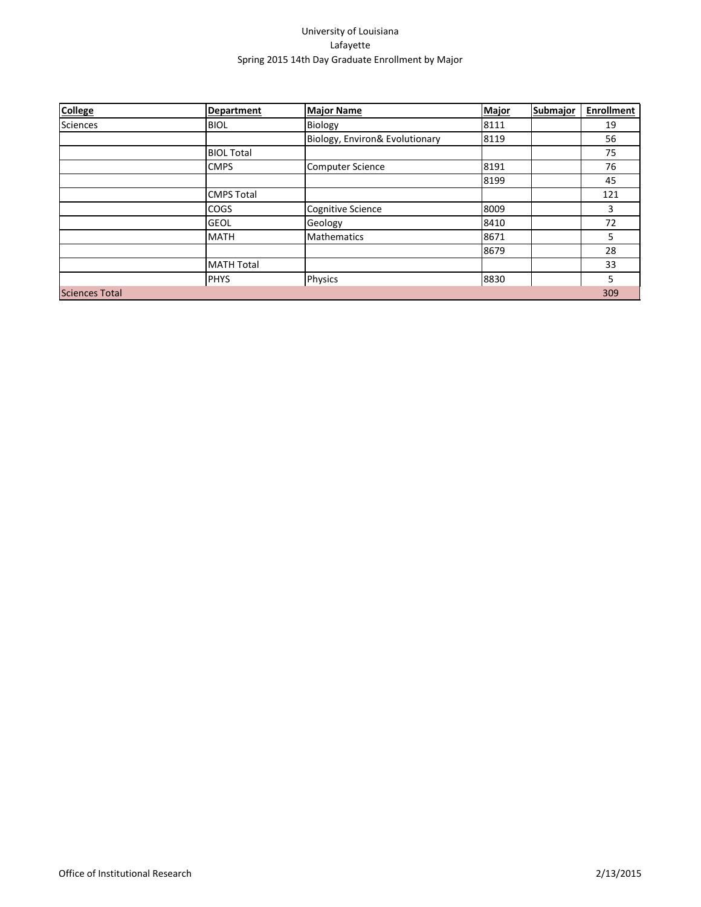University of Louisiana
Lafayette
Spring 2015 14th Day Graduate Enrollment by Major

| College | Department | Major Name | Major | Submajor | Enrollment |
|---|---|---|---|---|---|
| Sciences | BIOL | Biology | 8111 | | 19 |
| | | Biology, Environ& Evolutionary | 8119 | | 56 |
| | BIOL Total | | | | 75 |
| | CMPS | Computer Science | 8191 | | 76 |
| | | | 8199 | | 45 |
| | CMPS Total | | | | 121 |
| | COGS | Cognitive Science | 8009 | | 3 |
| | GEOL | Geology | 8410 | | 72 |
| | MATH | Mathematics | 8671 | | 5 |
| | | | 8679 | | 28 |
| | MATH Total | | | | 33 |
| | PHYS | Physics | 8830 | | 5 |
| Sciences Total | | | | | 309 |

Office of Institutional Research 2/13/2015